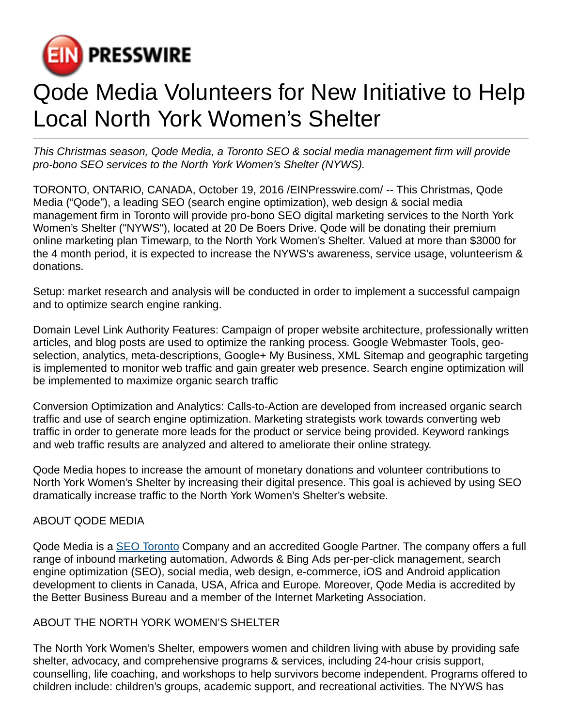# Qode Media Volunteers for New Initiative to Help Local North York Women's Shelter

*This Christmas season, Qode Media, a Toronto SEO & social media management firm will provide pro-bono SEO services to the North York Women's Shelter (NYWS).*

TORONTO, ONTARIO, CANADA, October 19, 2016 /EINPresswire.com/ -- This Christmas, Qode Media ("Qode"), a leading SEO (search engine optimization), web design & social media management firm in Toronto will provide pro-bono SEO digital marketing services to the North York Women's Shelter ("NYWS"), located at 20 De Boers Drive. Qode will be donating their premium online marketing plan Timewarp, to the North York Women's Shelter. Valued at more than $3000 for the 4 month period, it is expected to increase the NYWS's awareness, service usage, volunteerism & donations.

Setup: market research and analysis will be conducted in order to implement a successful campaign and to optimize search engine ranking.

Domain Level Link Authority Features: Campaign of proper website architecture, professionally written articles, and blog posts are used to optimize the ranking process. Google Webmaster Tools, geo-selection, analytics, meta-descriptions, Google+ My Business, XML Sitemap and geographic targeting is implemented to monitor web traffic and gain greater web presence. Search engine optimization will be implemented to maximize organic search traffic

Conversion Optimization and Analytics: Calls-to-Action are developed from increased organic search traffic and use of search engine optimization. Marketing strategists work towards converting web traffic in order to generate more leads for the product or service being provided. Keyword rankings and web traffic results are analyzed and altered to ameliorate their online strategy.

Qode Media hopes to increase the amount of monetary donations and volunteer contributions to North York Women's Shelter by increasing their digital presence. This goal is achieved by using SEO dramatically increase traffic to the North York Women's Shelter's website.

ABOUT QODE MEDIA

Qode Media is a SEO Toronto Company and an accredited Google Partner. The company offers a full range of inbound marketing automation, Adwords & Bing Ads per-per-click management, search engine optimization (SEO), social media, web design, e-commerce, iOS and Android application development to clients in Canada, USA, Africa and Europe. Moreover, Qode Media is accredited by the Better Business Bureau and a member of the Internet Marketing Association.

ABOUT THE NORTH YORK WOMEN'S SHELTER

The North York Women's Shelter, empowers women and children living with abuse by providing safe shelter, advocacy, and comprehensive programs & services, including 24-hour crisis support, counselling, life coaching, and workshops to help survivors become independent. Programs offered to children include: children's groups, academic support, and recreational activities. The NYWS has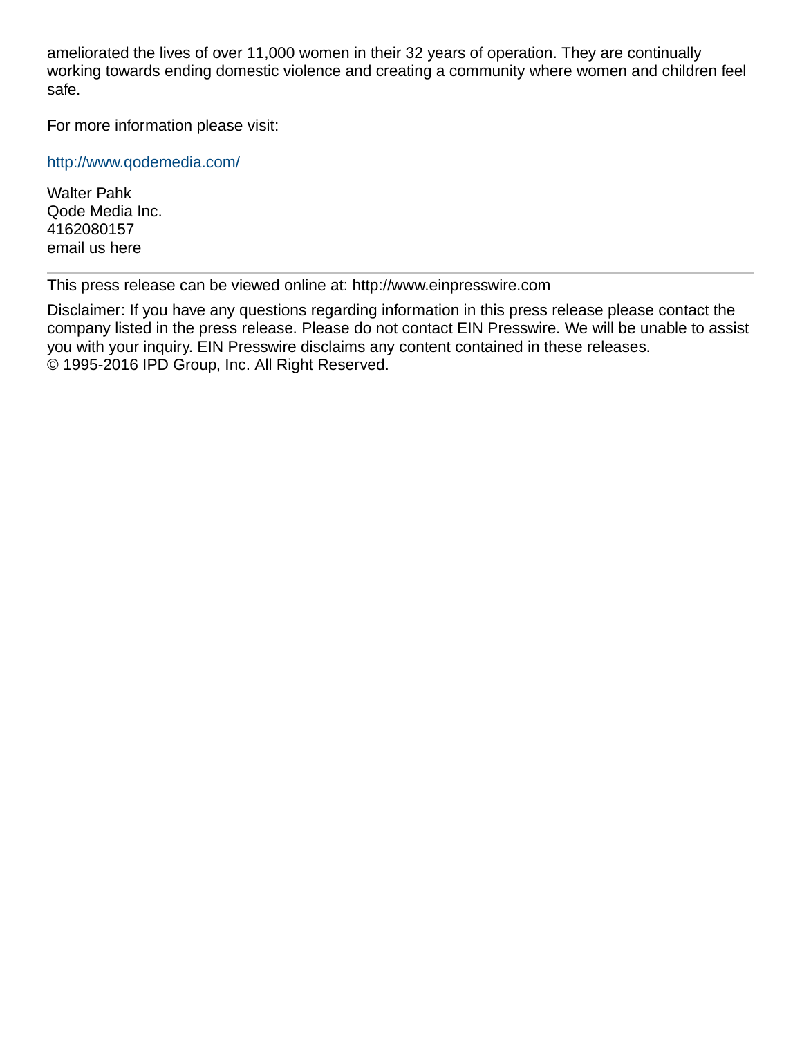ameliorated the lives of over 11,000 women in their 32 years of operation. They are continually working towards ending domestic violence and creating a community where women and children feel safe.

For more information please visit:

http://www.qodemedia.com/

Walter Pahk
Qode Media Inc.
4162080157
email us here

---

This press release can be viewed online at: http://www.einpresswire.com

Disclaimer: If you have any questions regarding information in this press release please contact the company listed in the press release. Please do not contact EIN Presswire. We will be unable to assist you with your inquiry. EIN Presswire disclaims any content contained in these releases.
© 1995-2016 IPD Group, Inc. All Right Reserved.